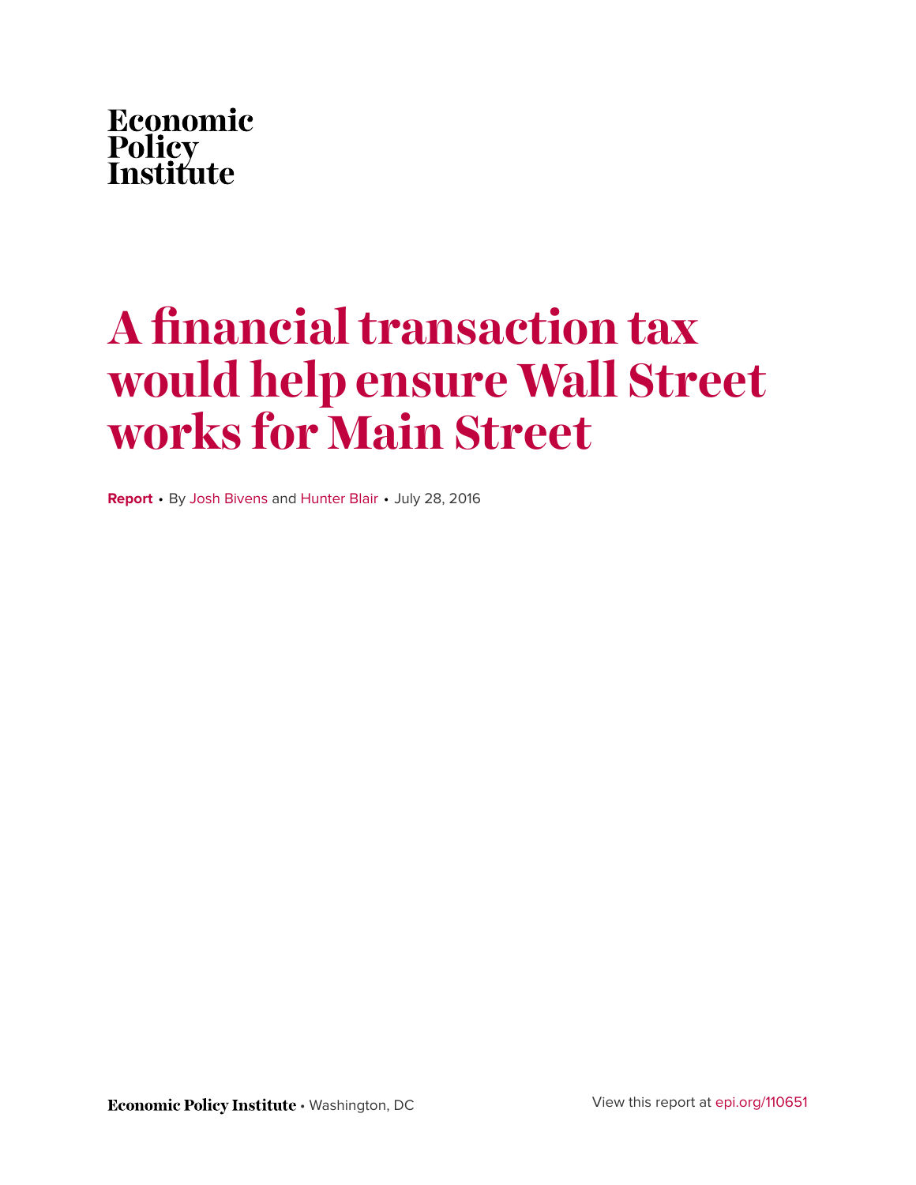Economic
Policy
Institute

# A financial transaction tax would help ensure Wall Street works for Main Street

**Report** • By Josh Bivens and Hunter Blair • July 28, 2016

**Economic Policy Institute** • Washington, DC

View this report at epi.org/110651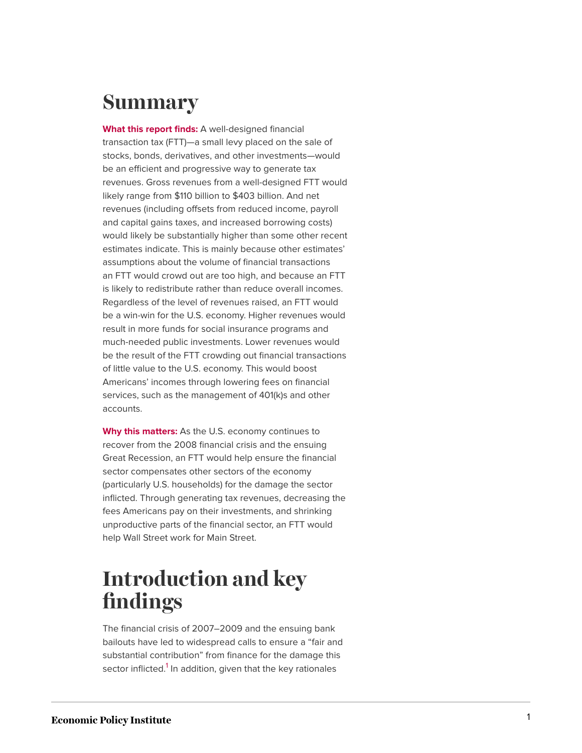# Summary

**What this report finds:** A well-designed financial transaction tax (FTT)—a small levy placed on the sale of stocks, bonds, derivatives, and other investments—would be an efficient and progressive way to generate tax revenues. Gross revenues from a well-designed FTT would likely range from $110 billion to $403 billion. And net revenues (including offsets from reduced income, payroll and capital gains taxes, and increased borrowing costs) would likely be substantially higher than some other recent estimates indicate. This is mainly because other estimates' assumptions about the volume of financial transactions an FTT would crowd out are too high, and because an FTT is likely to redistribute rather than reduce overall incomes. Regardless of the level of revenues raised, an FTT would be a win-win for the U.S. economy. Higher revenues would result in more funds for social insurance programs and much-needed public investments. Lower revenues would be the result of the FTT crowding out financial transactions of little value to the U.S. economy. This would boost Americans' incomes through lowering fees on financial services, such as the management of 401(k)s and other accounts.

**Why this matters:** As the U.S. economy continues to recover from the 2008 financial crisis and the ensuing Great Recession, an FTT would help ensure the financial sector compensates other sectors of the economy (particularly U.S. households) for the damage the sector inflicted. Through generating tax revenues, decreasing the fees Americans pay on their investments, and shrinking unproductive parts of the financial sector, an FTT would help Wall Street work for Main Street.

# Introduction and key findings

The financial crisis of 2007–2009 and the ensuing bank bailouts have led to widespread calls to ensure a "fair and substantial contribution" from finance for the damage this sector inflicted.[1] In addition, given that the key rationales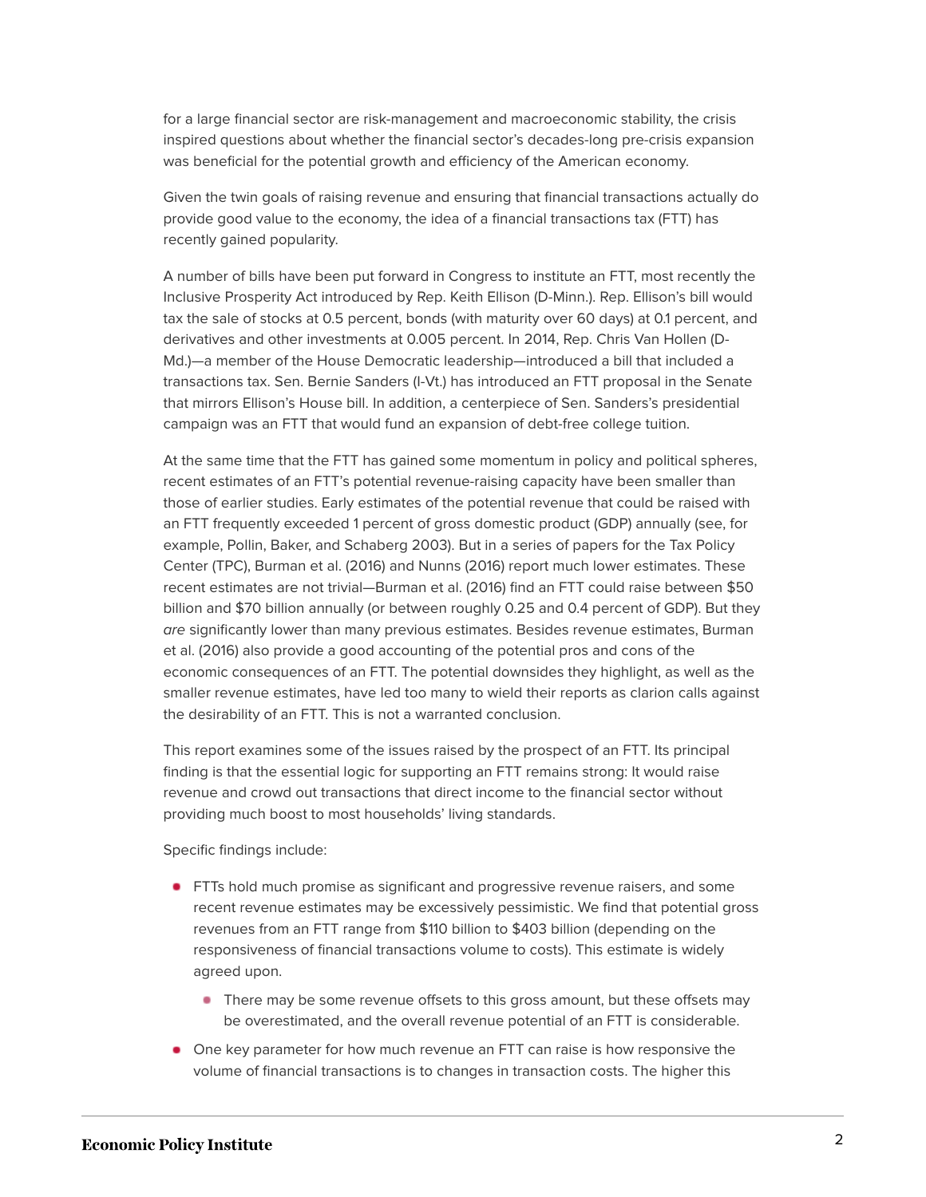for a large financial sector are risk-management and macroeconomic stability, the crisis inspired questions about whether the financial sector's decades-long pre-crisis expansion was beneficial for the potential growth and efficiency of the American economy.

Given the twin goals of raising revenue and ensuring that financial transactions actually do provide good value to the economy, the idea of a financial transactions tax (FTT) has recently gained popularity.

A number of bills have been put forward in Congress to institute an FTT, most recently the Inclusive Prosperity Act introduced by Rep. Keith Ellison (D-Minn.). Rep. Ellison's bill would tax the sale of stocks at 0.5 percent, bonds (with maturity over 60 days) at 0.1 percent, and derivatives and other investments at 0.005 percent. In 2014, Rep. Chris Van Hollen (D-Md.)—a member of the House Democratic leadership—introduced a bill that included a transactions tax. Sen. Bernie Sanders (I-Vt.) has introduced an FTT proposal in the Senate that mirrors Ellison's House bill. In addition, a centerpiece of Sen. Sanders's presidential campaign was an FTT that would fund an expansion of debt-free college tuition.

At the same time that the FTT has gained some momentum in policy and political spheres, recent estimates of an FTT's potential revenue-raising capacity have been smaller than those of earlier studies. Early estimates of the potential revenue that could be raised with an FTT frequently exceeded 1 percent of gross domestic product (GDP) annually (see, for example, Pollin, Baker, and Schaberg 2003). But in a series of papers for the Tax Policy Center (TPC), Burman et al. (2016) and Nunns (2016) report much lower estimates. These recent estimates are not trivial—Burman et al. (2016) find an FTT could raise between $50 billion and $70 billion annually (or between roughly 0.25 and 0.4 percent of GDP). But they *are* significantly lower than many previous estimates. Besides revenue estimates, Burman et al. (2016) also provide a good accounting of the potential pros and cons of the economic consequences of an FTT. The potential downsides they highlight, as well as the smaller revenue estimates, have led too many to wield their reports as clarion calls against the desirability of an FTT. This is not a warranted conclusion.

This report examines some of the issues raised by the prospect of an FTT. Its principal finding is that the essential logic for supporting an FTT remains strong: It would raise revenue and crowd out transactions that direct income to the financial sector without providing much boost to most households' living standards.

Specific findings include:

- FTTs hold much promise as significant and progressive revenue raisers, and some recent revenue estimates may be excessively pessimistic. We find that potential gross revenues from an FTT range from $110 billion to $403 billion (depending on the responsiveness of financial transactions volume to costs). This estimate is widely agreed upon.
  - There may be some revenue offsets to this gross amount, but these offsets may be overestimated, and the overall revenue potential of an FTT is considerable.
- One key parameter for how much revenue an FTT can raise is how responsive the volume of financial transactions is to changes in transaction costs. The higher this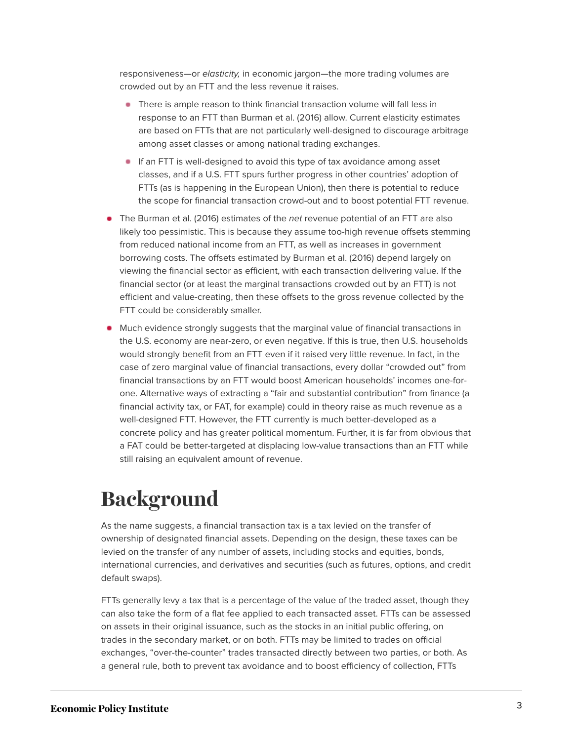responsiveness—or *elasticity,* in economic jargon—the more trading volumes are crowded out by an FTT and the less revenue it raises.

    - There is ample reason to think financial transaction volume will fall less in response to an FTT than Burman et al. (2016) allow. Current elasticity estimates are based on FTTs that are not particularly well-designed to discourage arbitrage among asset classes or among national trading exchanges.
    - If an FTT is well-designed to avoid this type of tax avoidance among asset classes, and if a U.S. FTT spurs further progress in other countries' adoption of FTTs (as is happening in the European Union), then there is potential to reduce the scope for financial transaction crowd-out and to boost potential FTT revenue.

- The Burman et al. (2016) estimates of the *net* revenue potential of an FTT are also likely too pessimistic. This is because they assume too-high revenue offsets stemming from reduced national income from an FTT, as well as increases in government borrowing costs. The offsets estimated by Burman et al. (2016) depend largely on viewing the financial sector as efficient, with each transaction delivering value. If the financial sector (or at least the marginal transactions crowded out by an FTT) is not efficient and value-creating, then these offsets to the gross revenue collected by the FTT could be considerably smaller.
- Much evidence strongly suggests that the marginal value of financial transactions in the U.S. economy are near-zero, or even negative. If this is true, then U.S. households would strongly benefit from an FTT even if it raised very little revenue. In fact, in the case of zero marginal value of financial transactions, every dollar "crowded out" from financial transactions by an FTT would boost American households' incomes one-for-one. Alternative ways of extracting a "fair and substantial contribution" from finance (a financial activity tax, or FAT, for example) could in theory raise as much revenue as a well-designed FTT. However, the FTT currently is much better-developed as a concrete policy and has greater political momentum. Further, it is far from obvious that a FAT could be better-targeted at displacing low-value transactions than an FTT while still raising an equivalent amount of revenue.

# Background

As the name suggests, a financial transaction tax is a tax levied on the transfer of ownership of designated financial assets. Depending on the design, these taxes can be levied on the transfer of any number of assets, including stocks and equities, bonds, international currencies, and derivatives and securities (such as futures, options, and credit default swaps).

FTTs generally levy a tax that is a percentage of the value of the traded asset, though they can also take the form of a flat fee applied to each transacted asset. FTTs can be assessed on assets in their original issuance, such as the stocks in an initial public offering, on trades in the secondary market, or on both. FTTs may be limited to trades on official exchanges, "over-the-counter" trades transacted directly between two parties, or both. As a general rule, both to prevent tax avoidance and to boost efficiency of collection, FTTs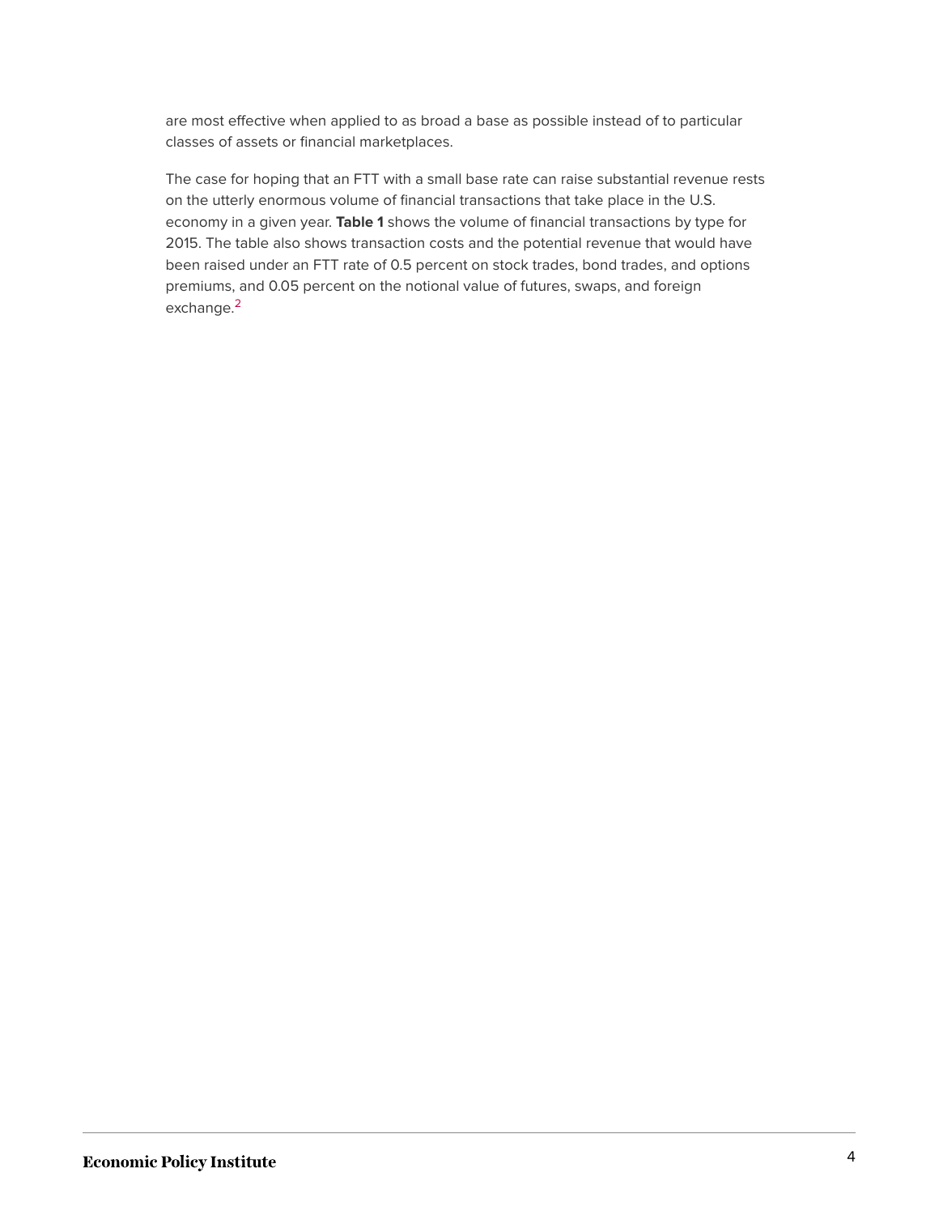are most effective when applied to as broad a base as possible instead of to particular classes of assets or financial marketplaces.

The case for hoping that an FTT with a small base rate can raise substantial revenue rests on the utterly enormous volume of financial transactions that take place in the U.S. economy in a given year. **Table 1** shows the volume of financial transactions by type for 2015. The table also shows transaction costs and the potential revenue that would have been raised under an FTT rate of 0.5 percent on stock trades, bond trades, and options premiums, and 0.05 percent on the notional value of futures, swaps, and foreign exchange.[2]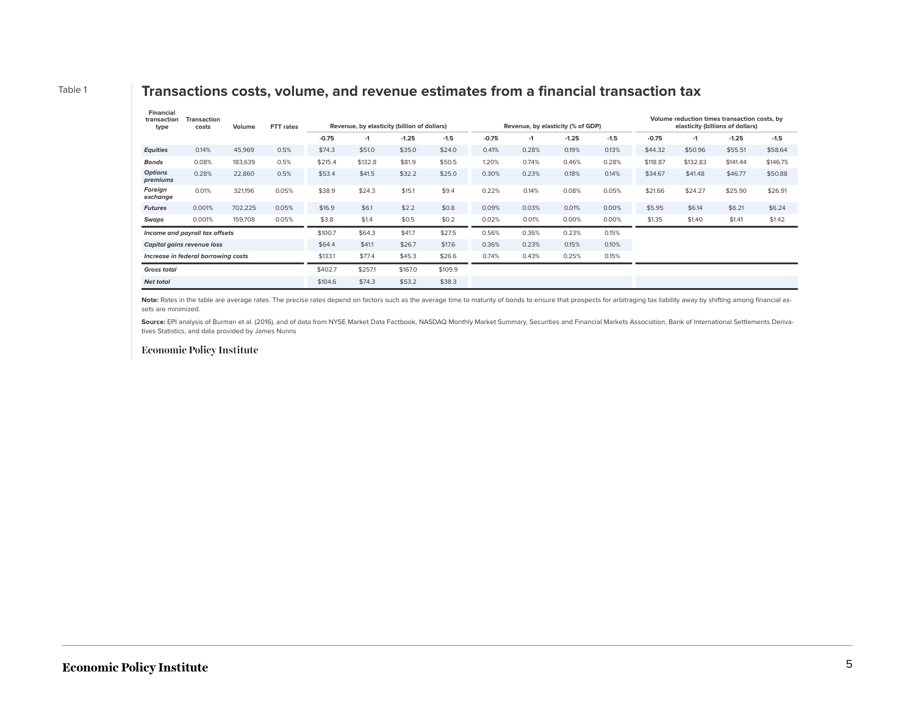Table 1

## Transactions costs, volume, and revenue estimates from a financial transaction tax

| Financial transaction type | Transaction costs | Volume | FTT rates | Revenue, by elasticity (billion of dollars) | | | | Revenue, by elasticity (% of GDP) | | | | Volume reduction times transaction costs, by elasticity (billions of dollars) | | | |
|---|---|---|---|---|---|---|---|---|---|---|---|---|---|---|---|
| | | | | -0.75 | -1 | -1.25 | -1.5 | -0.75 | -1 | -1.25 | -1.5 | -0.75 | -1 | -1.25 | -1.5 |
| ***Equities*** | 0.14% | 45,969 | 0.5% | $74.3 | $51.0 | $35.0 | $24.0 | 0.41% | 0.28% | 0.19% | 0.13% | $44.32 | $50.96 | $55.51 | $58.64 |
| ***Bonds*** | 0.08% | 183,639 | 0.5% | $215.4 | $132.8 | $81.9 | $50.5 | 1.20% | 0.74% | 0.46% | 0.28% | $118.87 | $132.83 | $141.44 | $146.75 |
| ***Options premiums*** | 0.28% | 22,860 | 0.5% | $53.4 | $41.5 | $32.2 | $25.0 | 0.30% | 0.23% | 0.18% | 0.14% | $34.67 | $41.48 | $46.77 | $50.88 |
| ***Foreign exchange*** | 0.01% | 321,196 | 0.05% | $38.9 | $24.3 | $15.1 | $9.4 | 0.22% | 0.14% | 0.08% | 0.05% | $21.66 | $24.27 | $25.90 | $26.91 |
| ***Futures*** | 0.001% | 702,225 | 0.05% | $16.9 | $6.1 | $2.2 | $0.8 | 0.09% | 0.03% | 0.01% | 0.00% | $5.95 | $6.14 | $6.21 | $6.24 |
| ***Swaps*** | 0.001% | 159,708 | 0.05% | $3.8 | $1.4 | $0.5 | $0.2 | 0.02% | 0.01% | 0.00% | 0.00% | $1.35 | $1.40 | $1.41 | $1.42 |
| ***Income and payroll tax offsets*** | | | | $100.7 | $64.3 | $41.7 | $27.5 | 0.56% | 0.36% | 0.23% | 0.15% | | | | |
| ***Capital gains revenue loss*** | | | | $64.4 | $41.1 | $26.7 | $17.6 | 0.36% | 0.23% | 0.15% | 0.10% | | | | |
| ***Increase in federal borrowing costs*** | | | | $133.1 | $77.4 | $45.3 | $26.6 | 0.74% | 0.43% | 0.25% | 0.15% | | | | |
| ***Gross total*** | | | | $402.7 | $257.1 | $167.0 | $109.9 | | | | | | | | |
| ***Net total*** | | | | $104.6 | $74.3 | $53.2 | $38.3 | | | | | | | | |

**Note:** Rates in the table are average rates. The precise rates depend on factors such as the average time to maturity of bonds to ensure that prospects for arbitraging tax liability away by shifting among financial assets are minimized.

**Source:** EPI analysis of Burman et al. (2016), and of data from NYSE Market Data Factbook, NASDAQ Monthly Market Summary, Securities and Financial Markets Association, Bank of International Settlements Derivatives Statistics, and data provided by James Nunns

Economic Policy Institute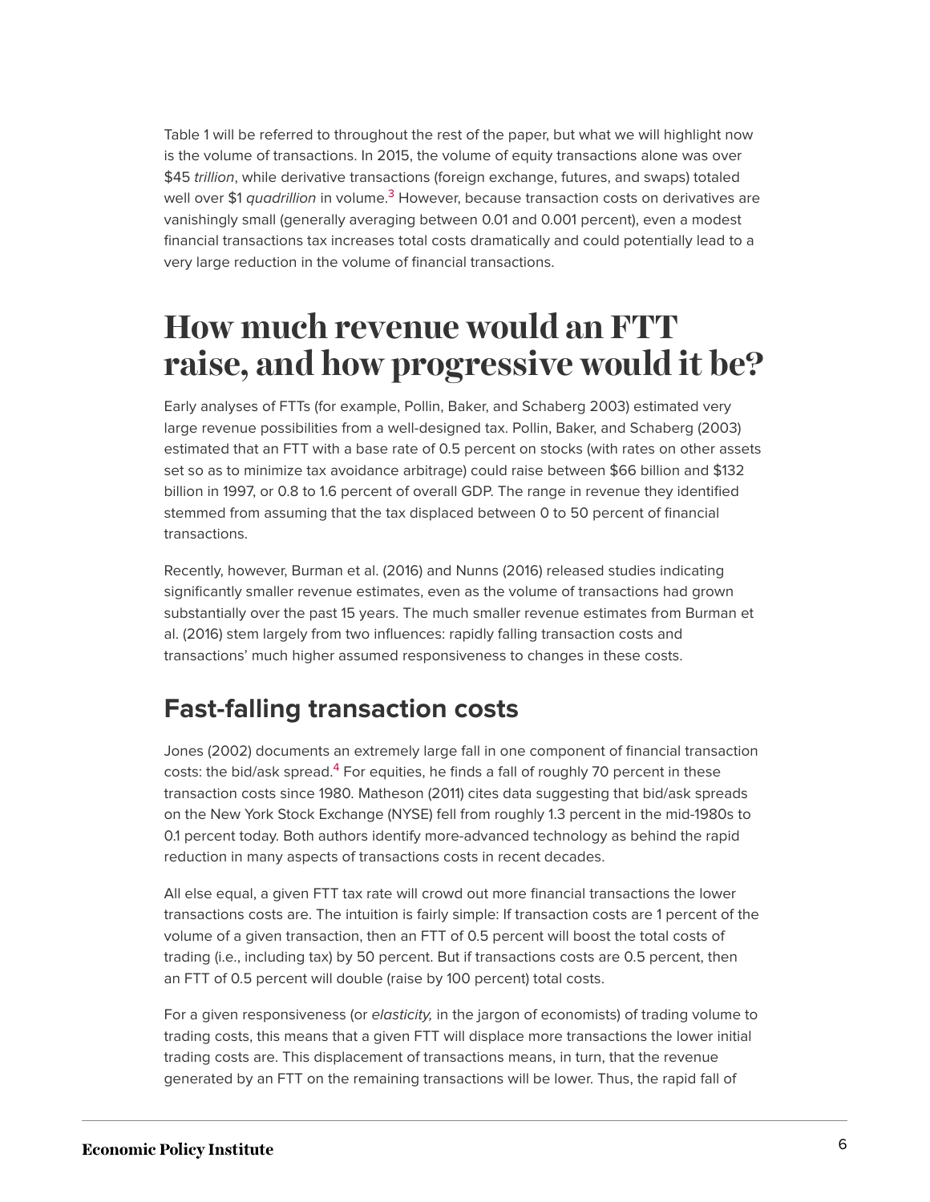Table 1 will be referred to throughout the rest of the paper, but what we will highlight now is the volume of transactions. In 2015, the volume of equity transactions alone was over $45 *trillion*, while derivative transactions (foreign exchange, futures, and swaps) totaled well over $1 *quadrillion* in volume.[3] However, because transaction costs on derivatives are vanishingly small (generally averaging between 0.01 and 0.001 percent), even a modest financial transactions tax increases total costs dramatically and could potentially lead to a very large reduction in the volume of financial transactions.

# How much revenue would an FTT raise, and how progressive would it be?

Early analyses of FTTs (for example, Pollin, Baker, and Schaberg 2003) estimated very large revenue possibilities from a well-designed tax. Pollin, Baker, and Schaberg (2003) estimated that an FTT with a base rate of 0.5 percent on stocks (with rates on other assets set so as to minimize tax avoidance arbitrage) could raise between $66 billion and $132 billion in 1997, or 0.8 to 1.6 percent of overall GDP. The range in revenue they identified stemmed from assuming that the tax displaced between 0 to 50 percent of financial transactions.

Recently, however, Burman et al. (2016) and Nunns (2016) released studies indicating significantly smaller revenue estimates, even as the volume of transactions had grown substantially over the past 15 years. The much smaller revenue estimates from Burman et al. (2016) stem largely from two influences: rapidly falling transaction costs and transactions' much higher assumed responsiveness to changes in these costs.

## Fast-falling transaction costs

Jones (2002) documents an extremely large fall in one component of financial transaction costs: the bid/ask spread.[4] For equities, he finds a fall of roughly 70 percent in these transaction costs since 1980. Matheson (2011) cites data suggesting that bid/ask spreads on the New York Stock Exchange (NYSE) fell from roughly 1.3 percent in the mid-1980s to 0.1 percent today. Both authors identify more-advanced technology as behind the rapid reduction in many aspects of transactions costs in recent decades.

All else equal, a given FTT tax rate will crowd out more financial transactions the lower transactions costs are. The intuition is fairly simple: If transaction costs are 1 percent of the volume of a given transaction, then an FTT of 0.5 percent will boost the total costs of trading (i.e., including tax) by 50 percent. But if transactions costs are 0.5 percent, then an FTT of 0.5 percent will double (raise by 100 percent) total costs.

For a given responsiveness (or *elasticity,* in the jargon of economists) of trading volume to trading costs, this means that a given FTT will displace more transactions the lower initial trading costs are. This displacement of transactions means, in turn, that the revenue generated by an FTT on the remaining transactions will be lower. Thus, the rapid fall of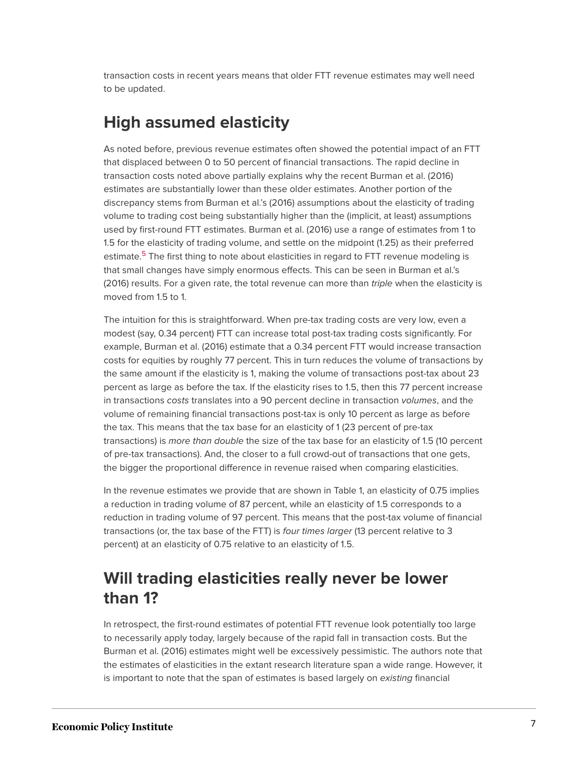transaction costs in recent years means that older FTT revenue estimates may well need to be updated.

## High assumed elasticity

As noted before, previous revenue estimates often showed the potential impact of an FTT that displaced between 0 to 50 percent of financial transactions. The rapid decline in transaction costs noted above partially explains why the recent Burman et al. (2016) estimates are substantially lower than these older estimates. Another portion of the discrepancy stems from Burman et al.'s (2016) assumptions about the elasticity of trading volume to trading cost being substantially higher than the (implicit, at least) assumptions used by first-round FTT estimates. Burman et al. (2016) use a range of estimates from 1 to 1.5 for the elasticity of trading volume, and settle on the midpoint (1.25) as their preferred estimate.[5] The first thing to note about elasticities in regard to FTT revenue modeling is that small changes have simply enormous effects. This can be seen in Burman et al.'s (2016) results. For a given rate, the total revenue can more than *triple* when the elasticity is moved from 1.5 to 1.

The intuition for this is straightforward. When pre-tax trading costs are very low, even a modest (say, 0.34 percent) FTT can increase total post-tax trading costs significantly. For example, Burman et al. (2016) estimate that a 0.34 percent FTT would increase transaction costs for equities by roughly 77 percent. This in turn reduces the volume of transactions by the same amount if the elasticity is 1, making the volume of transactions post-tax about 23 percent as large as before the tax. If the elasticity rises to 1.5, then this 77 percent increase in transactions *costs* translates into a 90 percent decline in transaction *volumes*, and the volume of remaining financial transactions post-tax is only 10 percent as large as before the tax. This means that the tax base for an elasticity of 1 (23 percent of pre-tax transactions) is *more than double* the size of the tax base for an elasticity of 1.5 (10 percent of pre-tax transactions). And, the closer to a full crowd-out of transactions that one gets, the bigger the proportional difference in revenue raised when comparing elasticities.

In the revenue estimates we provide that are shown in Table 1, an elasticity of 0.75 implies a reduction in trading volume of 87 percent, while an elasticity of 1.5 corresponds to a reduction in trading volume of 97 percent. This means that the post-tax volume of financial transactions (or, the tax base of the FTT) is *four times larger* (13 percent relative to 3 percent) at an elasticity of 0.75 relative to an elasticity of 1.5.

## Will trading elasticities really never be lower than 1?

In retrospect, the first-round estimates of potential FTT revenue look potentially too large to necessarily apply today, largely because of the rapid fall in transaction costs. But the Burman et al. (2016) estimates might well be excessively pessimistic. The authors note that the estimates of elasticities in the extant research literature span a wide range. However, it is important to note that the span of estimates is based largely on *existing* financial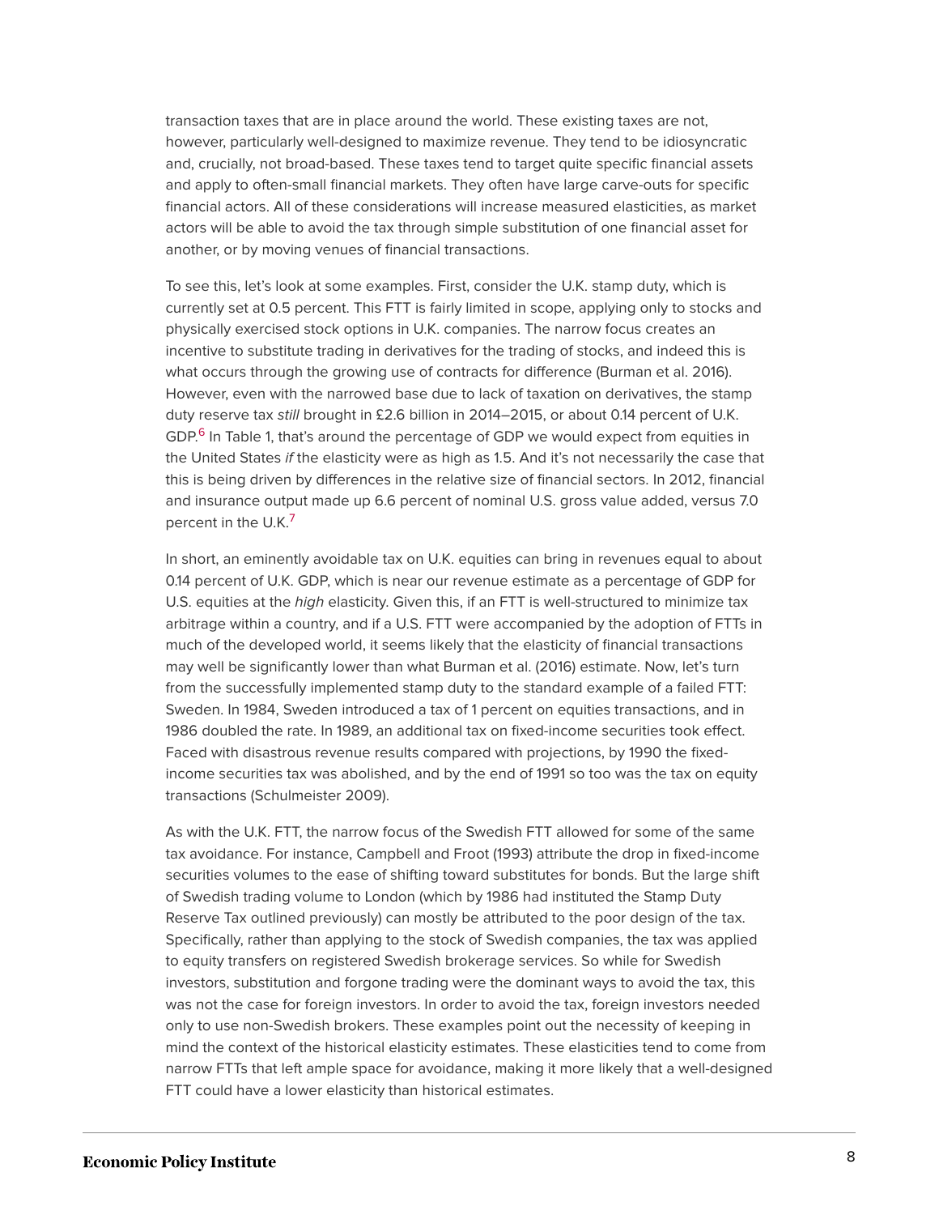transaction taxes that are in place around the world. These existing taxes are not, however, particularly well-designed to maximize revenue. They tend to be idiosyncratic and, crucially, not broad-based. These taxes tend to target quite specific financial assets and apply to often-small financial markets. They often have large carve-outs for specific financial actors. All of these considerations will increase measured elasticities, as market actors will be able to avoid the tax through simple substitution of one financial asset for another, or by moving venues of financial transactions.

To see this, let's look at some examples. First, consider the U.K. stamp duty, which is currently set at 0.5 percent. This FTT is fairly limited in scope, applying only to stocks and physically exercised stock options in U.K. companies. The narrow focus creates an incentive to substitute trading in derivatives for the trading of stocks, and indeed this is what occurs through the growing use of contracts for difference (Burman et al. 2016). However, even with the narrowed base due to lack of taxation on derivatives, the stamp duty reserve tax *still* brought in £2.6 billion in 2014–2015, or about 0.14 percent of U.K. GDP.[6] In Table 1, that's around the percentage of GDP we would expect from equities in the United States *if* the elasticity were as high as 1.5. And it's not necessarily the case that this is being driven by differences in the relative size of financial sectors. In 2012, financial and insurance output made up 6.6 percent of nominal U.S. gross value added, versus 7.0 percent in the U.K.[7]

In short, an eminently avoidable tax on U.K. equities can bring in revenues equal to about 0.14 percent of U.K. GDP, which is near our revenue estimate as a percentage of GDP for U.S. equities at the *high* elasticity. Given this, if an FTT is well-structured to minimize tax arbitrage within a country, and if a U.S. FTT were accompanied by the adoption of FTTs in much of the developed world, it seems likely that the elasticity of financial transactions may well be significantly lower than what Burman et al. (2016) estimate. Now, let's turn from the successfully implemented stamp duty to the standard example of a failed FTT: Sweden. In 1984, Sweden introduced a tax of 1 percent on equities transactions, and in 1986 doubled the rate. In 1989, an additional tax on fixed-income securities took effect. Faced with disastrous revenue results compared with projections, by 1990 the fixed-income securities tax was abolished, and by the end of 1991 so too was the tax on equity transactions (Schulmeister 2009).

As with the U.K. FTT, the narrow focus of the Swedish FTT allowed for some of the same tax avoidance. For instance, Campbell and Froot (1993) attribute the drop in fixed-income securities volumes to the ease of shifting toward substitutes for bonds. But the large shift of Swedish trading volume to London (which by 1986 had instituted the Stamp Duty Reserve Tax outlined previously) can mostly be attributed to the poor design of the tax. Specifically, rather than applying to the stock of Swedish companies, the tax was applied to equity transfers on registered Swedish brokerage services. So while for Swedish investors, substitution and forgone trading were the dominant ways to avoid the tax, this was not the case for foreign investors. In order to avoid the tax, foreign investors needed only to use non-Swedish brokers. These examples point out the necessity of keeping in mind the context of the historical elasticity estimates. These elasticities tend to come from narrow FTTs that left ample space for avoidance, making it more likely that a well-designed FTT could have a lower elasticity than historical estimates.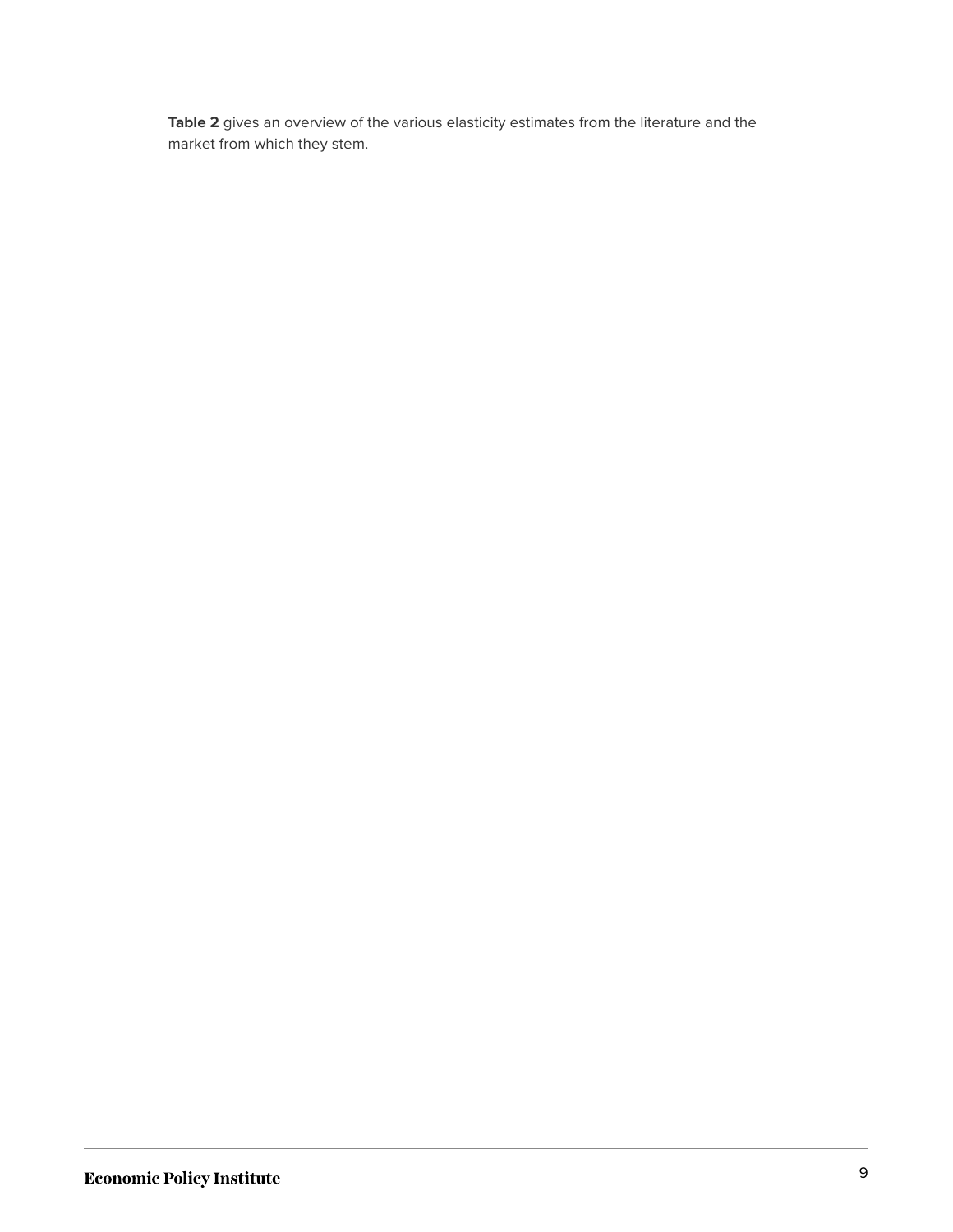**Table 2** gives an overview of the various elasticity estimates from the literature and the market from which they stem.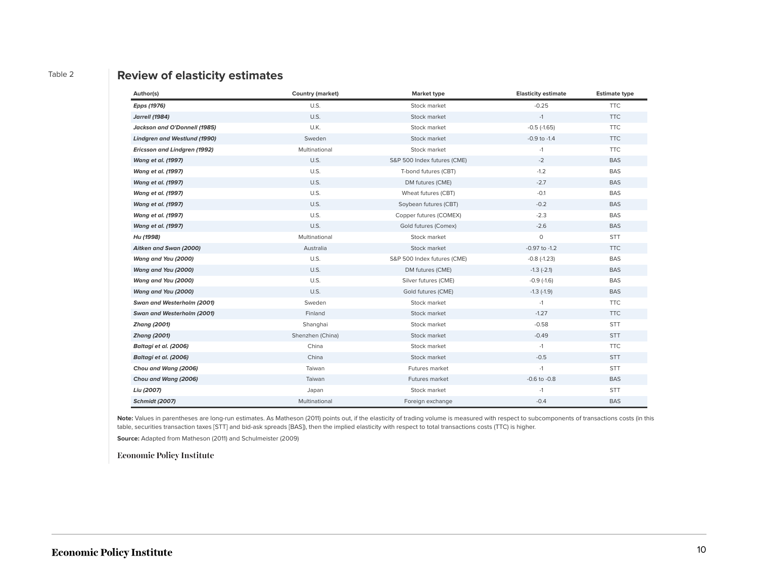Table 2

## Review of elasticity estimates

| Author(s) | Country (market) | Market type | Elasticity estimate | Estimate type |
|---|---|---|---|---|
| ***Epps (1976)*** | U.S. | Stock market | -0.25 | TTC |
| ***Jarrell (1984)*** | U.S. | Stock market | -1 | TTC |
| ***Jackson and O'Donnell (1985)*** | U.K. | Stock market | -0.5 (-1.65) | TTC |
| ***Lindgren and Westlund (1990)*** | Sweden | Stock market | -0.9 to -1.4 | TTC |
| ***Ericsson and Lindgren (1992)*** | Multinational | Stock market | -1 | TTC |
| ***Wang et al. (1997)*** | U.S. | S&P 500 Index futures (CME) | -2 | BAS |
| ***Wang et al. (1997)*** | U.S. | T-bond futures (CBT) | -1.2 | BAS |
| ***Wang et al. (1997)*** | U.S. | DM futures (CME) | -2.7 | BAS |
| ***Wang et al. (1997)*** | U.S. | Wheat futures (CBT) | -0.1 | BAS |
| ***Wang et al. (1997)*** | U.S. | Soybean futures (CBT) | -0.2 | BAS |
| ***Wang et al. (1997)*** | U.S. | Copper futures (COMEX) | -2.3 | BAS |
| ***Wang et al. (1997)*** | U.S. | Gold futures (Comex) | -2.6 | BAS |
| ***Hu (1998)*** | Multinational | Stock market | 0 | STT |
| ***Aitken and Swan (2000)*** | Australia | Stock market | -0.97 to -1.2 | TTC |
| ***Wang and Yau (2000)*** | U.S. | S&P 500 Index futures (CME) | -0.8 (-1.23) | BAS |
| ***Wang and Yau (2000)*** | U.S. | DM futures (CME) | -1.3 (-2.1) | BAS |
| ***Wang and Yau (2000)*** | U.S. | Silver futures (CME) | -0.9 (-1.6) | BAS |
| ***Wang and Yau (2000)*** | U.S. | Gold futures (CME) | -1.3 (-1.9) | BAS |
| ***Swan and Westerholm (2001)*** | Sweden | Stock market | -1 | TTC |
| ***Swan and Westerholm (2001)*** | Finland | Stock market | -1.27 | TTC |
| ***Zhang (2001)*** | Shanghai | Stock market | -0.58 | STT |
| ***Zhang (2001)*** | Shenzhen (China) | Stock market | -0.49 | STT |
| ***Baltagi et al. (2006)*** | China | Stock market | -1 | TTC |
| ***Baltagi et al. (2006)*** | China | Stock market | -0.5 | STT |
| ***Chou and Wang (2006)*** | Taiwan | Futures market | -1 | STT |
| ***Chou and Wang (2006)*** | Taiwan | Futures market | -0.6 to -0.8 | BAS |
| ***Liu (2007)*** | Japan | Stock market | -1 | STT |
| ***Schmidt (2007)*** | Multinational | Foreign exchange | -0.4 | BAS |

**Note:** Values in parentheses are long-run estimates. As Matheson (2011) points out, if the elasticity of trading volume is measured with respect to subcomponents of transactions costs (in this table, securities transaction taxes [STT] and bid-ask spreads [BAS]), then the implied elasticity with respect to total transactions costs (TTC) is higher.

**Source:** Adapted from Matheson (2011) and Schulmeister (2009)

Economic Policy Institute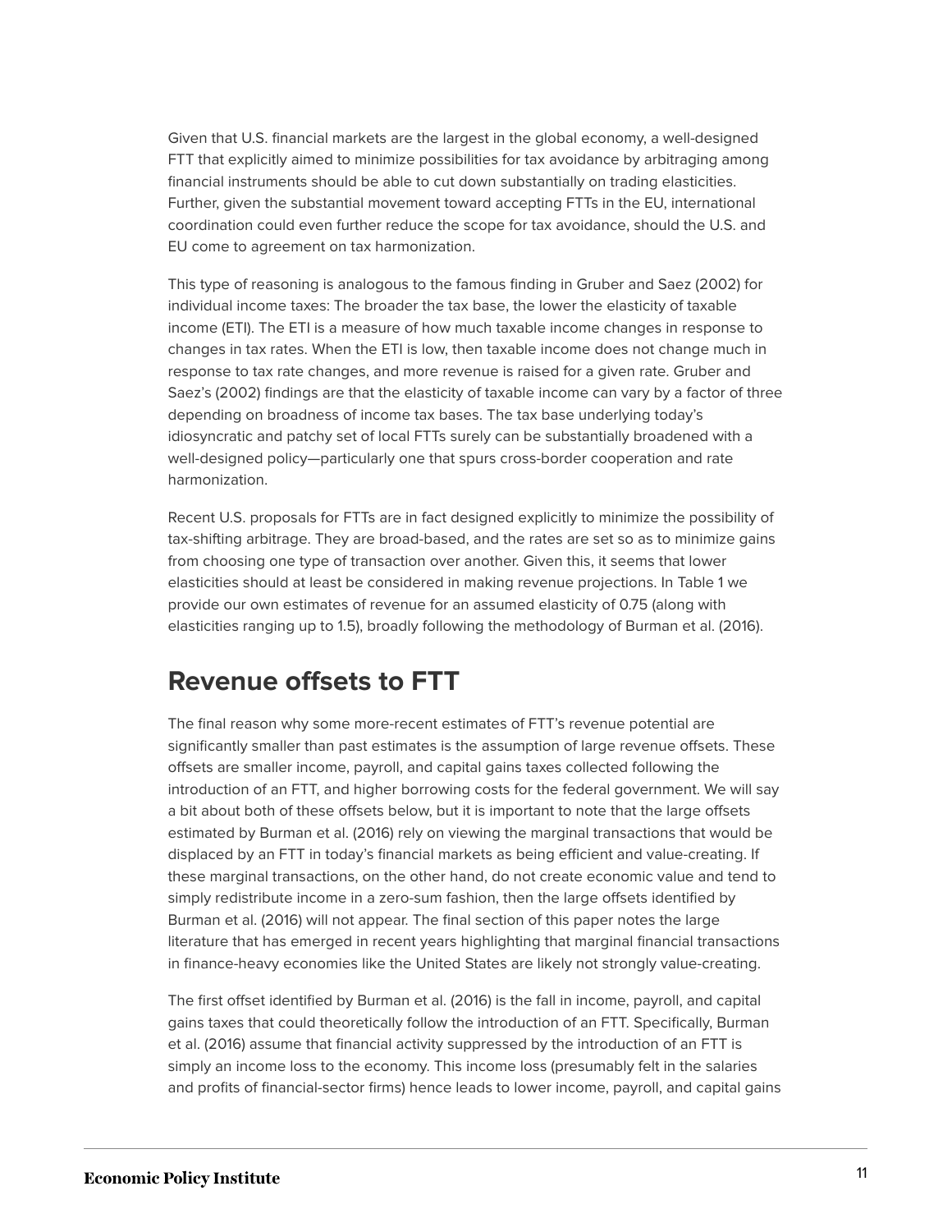Given that U.S. financial markets are the largest in the global economy, a well-designed FTT that explicitly aimed to minimize possibilities for tax avoidance by arbitraging among financial instruments should be able to cut down substantially on trading elasticities. Further, given the substantial movement toward accepting FTTs in the EU, international coordination could even further reduce the scope for tax avoidance, should the U.S. and EU come to agreement on tax harmonization.

This type of reasoning is analogous to the famous finding in Gruber and Saez (2002) for individual income taxes: The broader the tax base, the lower the elasticity of taxable income (ETI). The ETI is a measure of how much taxable income changes in response to changes in tax rates. When the ETI is low, then taxable income does not change much in response to tax rate changes, and more revenue is raised for a given rate. Gruber and Saez's (2002) findings are that the elasticity of taxable income can vary by a factor of three depending on broadness of income tax bases. The tax base underlying today's idiosyncratic and patchy set of local FTTs surely can be substantially broadened with a well-designed policy—particularly one that spurs cross-border cooperation and rate harmonization.

Recent U.S. proposals for FTTs are in fact designed explicitly to minimize the possibility of tax-shifting arbitrage. They are broad-based, and the rates are set so as to minimize gains from choosing one type of transaction over another. Given this, it seems that lower elasticities should at least be considered in making revenue projections. In Table 1 we provide our own estimates of revenue for an assumed elasticity of 0.75 (along with elasticities ranging up to 1.5), broadly following the methodology of Burman et al. (2016).

## Revenue offsets to FTT

The final reason why some more-recent estimates of FTT's revenue potential are significantly smaller than past estimates is the assumption of large revenue offsets. These offsets are smaller income, payroll, and capital gains taxes collected following the introduction of an FTT, and higher borrowing costs for the federal government. We will say a bit about both of these offsets below, but it is important to note that the large offsets estimated by Burman et al. (2016) rely on viewing the marginal transactions that would be displaced by an FTT in today's financial markets as being efficient and value-creating. If these marginal transactions, on the other hand, do not create economic value and tend to simply redistribute income in a zero-sum fashion, then the large offsets identified by Burman et al. (2016) will not appear. The final section of this paper notes the large literature that has emerged in recent years highlighting that marginal financial transactions in finance-heavy economies like the United States are likely not strongly value-creating.

The first offset identified by Burman et al. (2016) is the fall in income, payroll, and capital gains taxes that could theoretically follow the introduction of an FTT. Specifically, Burman et al. (2016) assume that financial activity suppressed by the introduction of an FTT is simply an income loss to the economy. This income loss (presumably felt in the salaries and profits of financial-sector firms) hence leads to lower income, payroll, and capital gains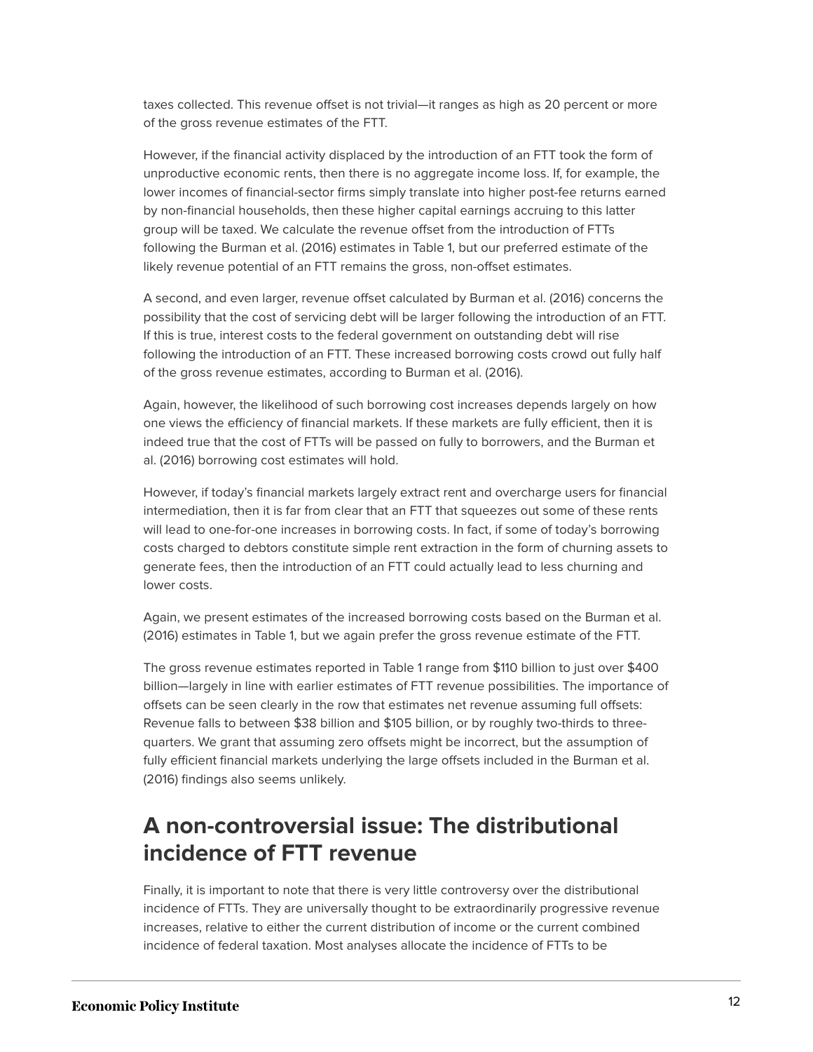taxes collected. This revenue offset is not trivial—it ranges as high as 20 percent or more of the gross revenue estimates of the FTT.

However, if the financial activity displaced by the introduction of an FTT took the form of unproductive economic rents, then there is no aggregate income loss. If, for example, the lower incomes of financial-sector firms simply translate into higher post-fee returns earned by non-financial households, then these higher capital earnings accruing to this latter group will be taxed. We calculate the revenue offset from the introduction of FTTs following the Burman et al. (2016) estimates in Table 1, but our preferred estimate of the likely revenue potential of an FTT remains the gross, non-offset estimates.

A second, and even larger, revenue offset calculated by Burman et al. (2016) concerns the possibility that the cost of servicing debt will be larger following the introduction of an FTT. If this is true, interest costs to the federal government on outstanding debt will rise following the introduction of an FTT. These increased borrowing costs crowd out fully half of the gross revenue estimates, according to Burman et al. (2016).

Again, however, the likelihood of such borrowing cost increases depends largely on how one views the efficiency of financial markets. If these markets are fully efficient, then it is indeed true that the cost of FTTs will be passed on fully to borrowers, and the Burman et al. (2016) borrowing cost estimates will hold.

However, if today's financial markets largely extract rent and overcharge users for financial intermediation, then it is far from clear that an FTT that squeezes out some of these rents will lead to one-for-one increases in borrowing costs. In fact, if some of today's borrowing costs charged to debtors constitute simple rent extraction in the form of churning assets to generate fees, then the introduction of an FTT could actually lead to less churning and lower costs.

Again, we present estimates of the increased borrowing costs based on the Burman et al. (2016) estimates in Table 1, but we again prefer the gross revenue estimate of the FTT.

The gross revenue estimates reported in Table 1 range from $110 billion to just over $400 billion—largely in line with earlier estimates of FTT revenue possibilities. The importance of offsets can be seen clearly in the row that estimates net revenue assuming full offsets: Revenue falls to between $38 billion and $105 billion, or by roughly two-thirds to three-quarters. We grant that assuming zero offsets might be incorrect, but the assumption of fully efficient financial markets underlying the large offsets included in the Burman et al. (2016) findings also seems unlikely.

## A non-controversial issue: The distributional incidence of FTT revenue

Finally, it is important to note that there is very little controversy over the distributional incidence of FTTs. They are universally thought to be extraordinarily progressive revenue increases, relative to either the current distribution of income or the current combined incidence of federal taxation. Most analyses allocate the incidence of FTTs to be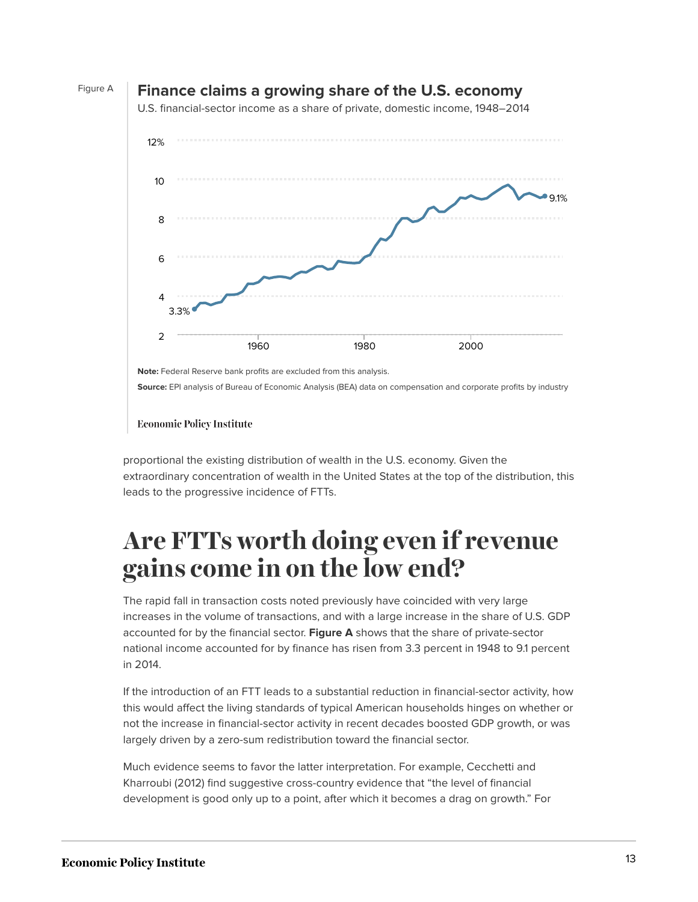Figure A

**Finance claims a growing share of the U.S. economy**

U.S. financial-sector income as a share of private, domestic income, 1948–2014

**Note:** Federal Reserve bank profits are excluded from this analysis.

**Source:** EPI analysis of Bureau of Economic Analysis (BEA) data on compensation and corporate profits by industry

Economic Policy Institute

proportional the existing distribution of wealth in the U.S. economy. Given the extraordinary concentration of wealth in the United States at the top of the distribution, this leads to the progressive incidence of FTTs.

# Are FTTs worth doing even if revenue gains come in on the low end?

The rapid fall in transaction costs noted previously have coincided with very large increases in the volume of transactions, and with a large increase in the share of U.S. GDP accounted for by the financial sector. **Figure A** shows that the share of private-sector national income accounted for by finance has risen from 3.3 percent in 1948 to 9.1 percent in 2014.

If the introduction of an FTT leads to a substantial reduction in financial-sector activity, how this would affect the living standards of typical American households hinges on whether or not the increase in financial-sector activity in recent decades boosted GDP growth, or was largely driven by a zero-sum redistribution toward the financial sector.

Much evidence seems to favor the latter interpretation. For example, Cecchetti and Kharroubi (2012) find suggestive cross-country evidence that “the level of financial development is good only up to a point, after which it becomes a drag on growth.” For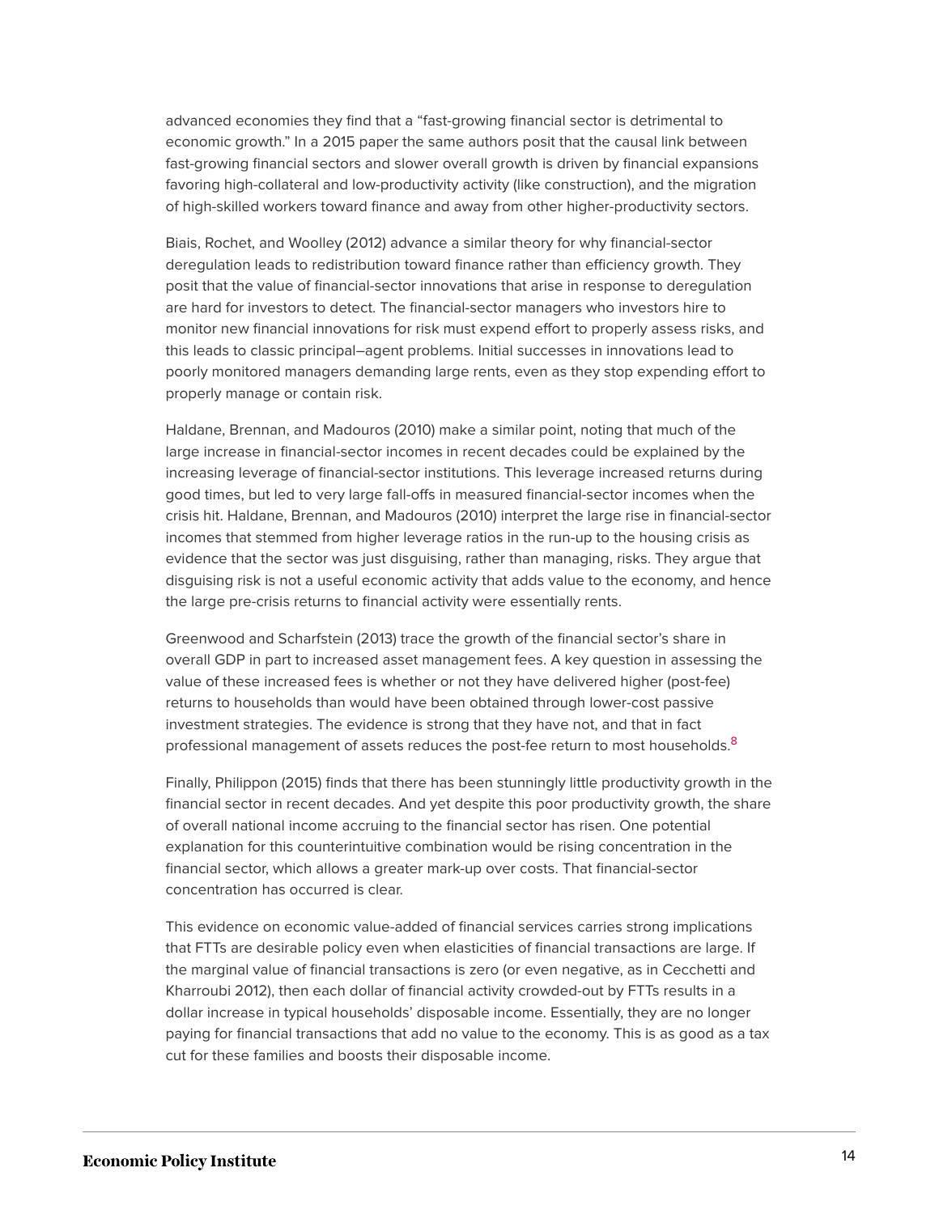advanced economies they find that a "fast-growing financial sector is detrimental to economic growth." In a 2015 paper the same authors posit that the causal link between fast-growing financial sectors and slower overall growth is driven by financial expansions favoring high-collateral and low-productivity activity (like construction), and the migration of high-skilled workers toward finance and away from other higher-productivity sectors.

Biais, Rochet, and Woolley (2012) advance a similar theory for why financial-sector deregulation leads to redistribution toward finance rather than efficiency growth. They posit that the value of financial-sector innovations that arise in response to deregulation are hard for investors to detect. The financial-sector managers who investors hire to monitor new financial innovations for risk must expend effort to properly assess risks, and this leads to classic principal–agent problems. Initial successes in innovations lead to poorly monitored managers demanding large rents, even as they stop expending effort to properly manage or contain risk.

Haldane, Brennan, and Madouros (2010) make a similar point, noting that much of the large increase in financial-sector incomes in recent decades could be explained by the increasing leverage of financial-sector institutions. This leverage increased returns during good times, but led to very large fall-offs in measured financial-sector incomes when the crisis hit. Haldane, Brennan, and Madouros (2010) interpret the large rise in financial-sector incomes that stemmed from higher leverage ratios in the run-up to the housing crisis as evidence that the sector was just disguising, rather than managing, risks. They argue that disguising risk is not a useful economic activity that adds value to the economy, and hence the large pre-crisis returns to financial activity were essentially rents.

Greenwood and Scharfstein (2013) trace the growth of the financial sector's share in overall GDP in part to increased asset management fees. A key question in assessing the value of these increased fees is whether or not they have delivered higher (post-fee) returns to households than would have been obtained through lower-cost passive investment strategies. The evidence is strong that they have not, and that in fact professional management of assets reduces the post-fee return to most households.[8]

Finally, Philippon (2015) finds that there has been stunningly little productivity growth in the financial sector in recent decades. And yet despite this poor productivity growth, the share of overall national income accruing to the financial sector has risen. One potential explanation for this counterintuitive combination would be rising concentration in the financial sector, which allows a greater mark-up over costs. That financial-sector concentration has occurred is clear.

This evidence on economic value-added of financial services carries strong implications that FTTs are desirable policy even when elasticities of financial transactions are large. If the marginal value of financial transactions is zero (or even negative, as in Cecchetti and Kharroubi 2012), then each dollar of financial activity crowded-out by FTTs results in a dollar increase in typical households' disposable income. Essentially, they are no longer paying for financial transactions that add no value to the economy. This is as good as a tax cut for these families and boosts their disposable income.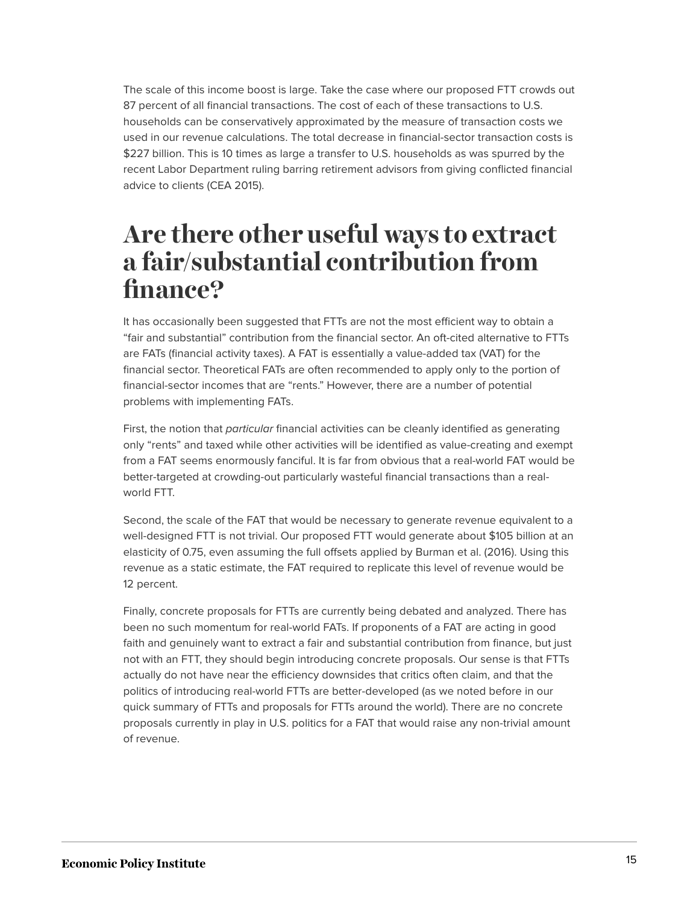The scale of this income boost is large. Take the case where our proposed FTT crowds out 87 percent of all financial transactions. The cost of each of these transactions to U.S. households can be conservatively approximated by the measure of transaction costs we used in our revenue calculations. The total decrease in financial-sector transaction costs is $227 billion. This is 10 times as large a transfer to U.S. households as was spurred by the recent Labor Department ruling barring retirement advisors from giving conflicted financial advice to clients (CEA 2015).

# Are there other useful ways to extract a fair/substantial contribution from finance?

It has occasionally been suggested that FTTs are not the most efficient way to obtain a "fair and substantial" contribution from the financial sector. An oft-cited alternative to FTTs are FATs (financial activity taxes). A FAT is essentially a value-added tax (VAT) for the financial sector. Theoretical FATs are often recommended to apply only to the portion of financial-sector incomes that are "rents." However, there are a number of potential problems with implementing FATs.

First, the notion that *particular* financial activities can be cleanly identified as generating only "rents" and taxed while other activities will be identified as value-creating and exempt from a FAT seems enormously fanciful. It is far from obvious that a real-world FAT would be better-targeted at crowding-out particularly wasteful financial transactions than a real-world FTT.

Second, the scale of the FAT that would be necessary to generate revenue equivalent to a well-designed FTT is not trivial. Our proposed FTT would generate about $105 billion at an elasticity of 0.75, even assuming the full offsets applied by Burman et al. (2016). Using this revenue as a static estimate, the FAT required to replicate this level of revenue would be 12 percent.

Finally, concrete proposals for FTTs are currently being debated and analyzed. There has been no such momentum for real-world FATs. If proponents of a FAT are acting in good faith and genuinely want to extract a fair and substantial contribution from finance, but just not with an FTT, they should begin introducing concrete proposals. Our sense is that FTTs actually do not have near the efficiency downsides that critics often claim, and that the politics of introducing real-world FTTs are better-developed (as we noted before in our quick summary of FTTs and proposals for FTTs around the world). There are no concrete proposals currently in play in U.S. politics for a FAT that would raise any non-trivial amount of revenue.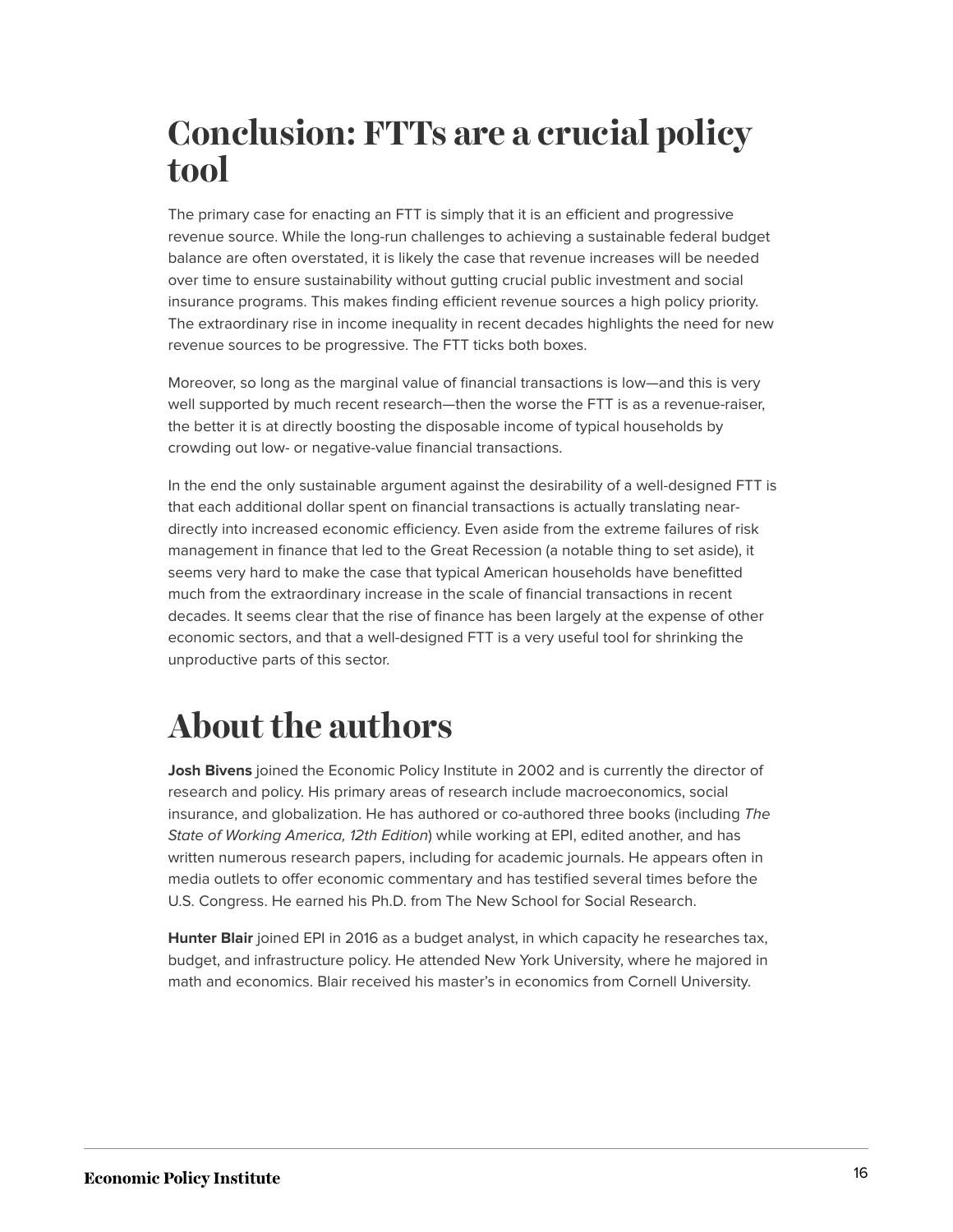# Conclusion: FTTs are a crucial policy tool

The primary case for enacting an FTT is simply that it is an efficient and progressive revenue source. While the long-run challenges to achieving a sustainable federal budget balance are often overstated, it is likely the case that revenue increases will be needed over time to ensure sustainability without gutting crucial public investment and social insurance programs. This makes finding efficient revenue sources a high policy priority. The extraordinary rise in income inequality in recent decades highlights the need for new revenue sources to be progressive. The FTT ticks both boxes.

Moreover, so long as the marginal value of financial transactions is low—and this is very well supported by much recent research—then the worse the FTT is as a revenue-raiser, the better it is at directly boosting the disposable income of typical households by crowding out low- or negative-value financial transactions.

In the end the only sustainable argument against the desirability of a well-designed FTT is that each additional dollar spent on financial transactions is actually translating near-directly into increased economic efficiency. Even aside from the extreme failures of risk management in finance that led to the Great Recession (a notable thing to set aside), it seems very hard to make the case that typical American households have benefitted much from the extraordinary increase in the scale of financial transactions in recent decades. It seems clear that the rise of finance has been largely at the expense of other economic sectors, and that a well-designed FTT is a very useful tool for shrinking the unproductive parts of this sector.

# About the authors

**Josh Bivens** joined the Economic Policy Institute in 2002 and is currently the director of research and policy. His primary areas of research include macroeconomics, social insurance, and globalization. He has authored or co-authored three books (including *The State of Working America, 12th Edition*) while working at EPI, edited another, and has written numerous research papers, including for academic journals. He appears often in media outlets to offer economic commentary and has testified several times before the U.S. Congress. He earned his Ph.D. from The New School for Social Research.

**Hunter Blair** joined EPI in 2016 as a budget analyst, in which capacity he researches tax, budget, and infrastructure policy. He attended New York University, where he majored in math and economics. Blair received his master's in economics from Cornell University.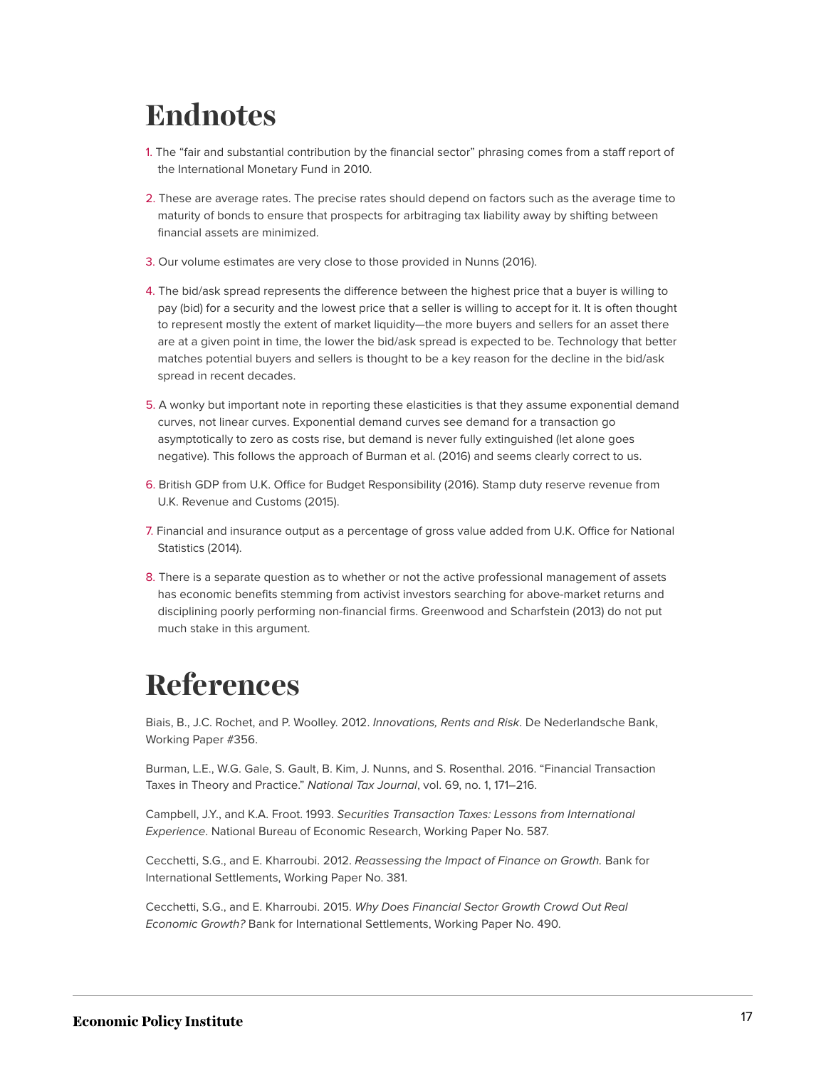# Endnotes

1. The "fair and substantial contribution by the financial sector" phrasing comes from a staff report of the International Monetary Fund in 2010.

2. These are average rates. The precise rates should depend on factors such as the average time to maturity of bonds to ensure that prospects for arbitraging tax liability away by shifting between financial assets are minimized.

3. Our volume estimates are very close to those provided in Nunns (2016).

4. The bid/ask spread represents the difference between the highest price that a buyer is willing to pay (bid) for a security and the lowest price that a seller is willing to accept for it. It is often thought to represent mostly the extent of market liquidity—the more buyers and sellers for an asset there are at a given point in time, the lower the bid/ask spread is expected to be. Technology that better matches potential buyers and sellers is thought to be a key reason for the decline in the bid/ask spread in recent decades.

5. A wonky but important note in reporting these elasticities is that they assume exponential demand curves, not linear curves. Exponential demand curves see demand for a transaction go asymptotically to zero as costs rise, but demand is never fully extinguished (let alone goes negative). This follows the approach of Burman et al. (2016) and seems clearly correct to us.

6. British GDP from U.K. Office for Budget Responsibility (2016). Stamp duty reserve revenue from U.K. Revenue and Customs (2015).

7. Financial and insurance output as a percentage of gross value added from U.K. Office for National Statistics (2014).

8. There is a separate question as to whether or not the active professional management of assets has economic benefits stemming from activist investors searching for above-market returns and disciplining poorly performing non-financial firms. Greenwood and Scharfstein (2013) do not put much stake in this argument.

# References

Biais, B., J.C. Rochet, and P. Woolley. 2012. *Innovations, Rents and Risk*. De Nederlandsche Bank, Working Paper #356.

Burman, L.E., W.G. Gale, S. Gault, B. Kim, J. Nunns, and S. Rosenthal. 2016. "Financial Transaction Taxes in Theory and Practice." *National Tax Journal*, vol. 69, no. 1, 171–216.

Campbell, J.Y., and K.A. Froot. 1993. *Securities Transaction Taxes: Lessons from International Experience*. National Bureau of Economic Research, Working Paper No. 587.

Cecchetti, S.G., and E. Kharroubi. 2012. *Reassessing the Impact of Finance on Growth.* Bank for International Settlements, Working Paper No. 381.

Cecchetti, S.G., and E. Kharroubi. 2015. *Why Does Financial Sector Growth Crowd Out Real Economic Growth?* Bank for International Settlements, Working Paper No. 490.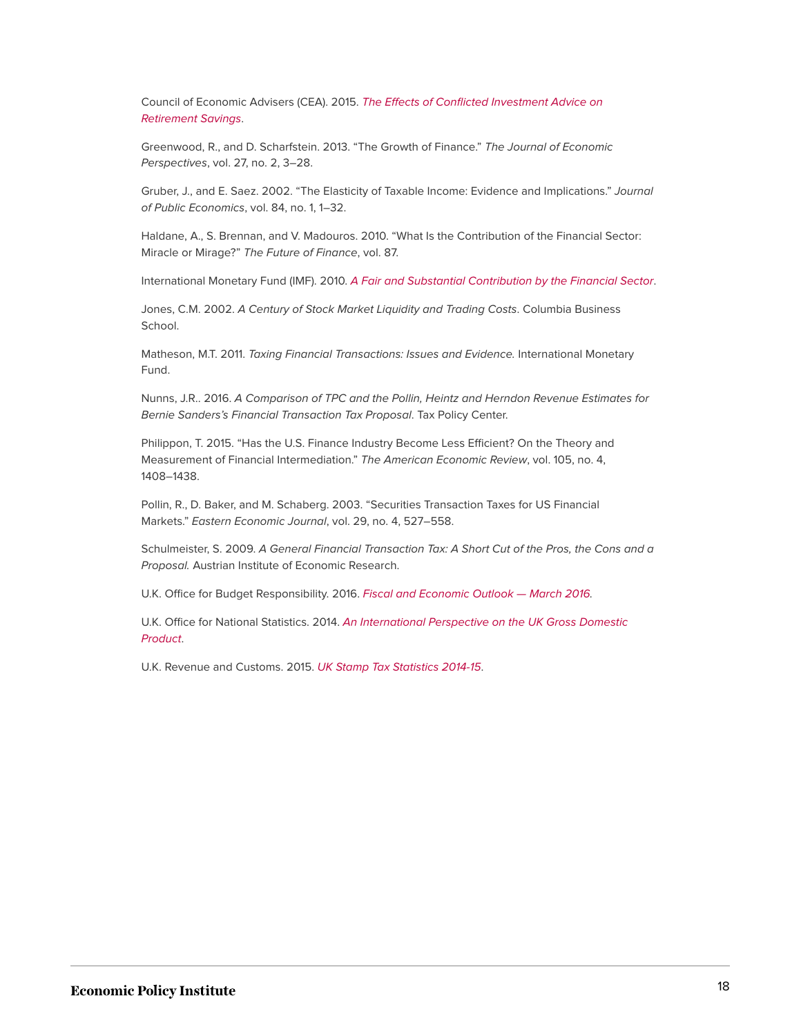Council of Economic Advisers (CEA). 2015. *The Effects of Conflicted Investment Advice on Retirement Savings*.

Greenwood, R., and D. Scharfstein. 2013. "The Growth of Finance." *The Journal of Economic Perspectives*, vol. 27, no. 2, 3–28.

Gruber, J., and E. Saez. 2002. "The Elasticity of Taxable Income: Evidence and Implications." *Journal of Public Economics*, vol. 84, no. 1, 1–32.

Haldane, A., S. Brennan, and V. Madouros. 2010. "What Is the Contribution of the Financial Sector: Miracle or Mirage?" *The Future of Finance*, vol. 87.

International Monetary Fund (IMF). 2010. *A Fair and Substantial Contribution by the Financial Sector*.

Jones, C.M. 2002. *A Century of Stock Market Liquidity and Trading Costs*. Columbia Business School.

Matheson, M.T. 2011. *Taxing Financial Transactions: Issues and Evidence.* International Monetary Fund.

Nunns, J.R.. 2016. *A Comparison of TPC and the Pollin, Heintz and Herndon Revenue Estimates for Bernie Sanders's Financial Transaction Tax Proposal*. Tax Policy Center.

Philippon, T. 2015. "Has the U.S. Finance Industry Become Less Efficient? On the Theory and Measurement of Financial Intermediation." *The American Economic Review*, vol. 105, no. 4, 1408–1438.

Pollin, R., D. Baker, and M. Schaberg. 2003. "Securities Transaction Taxes for US Financial Markets." *Eastern Economic Journal*, vol. 29, no. 4, 527–558.

Schulmeister, S. 2009. *A General Financial Transaction Tax: A Short Cut of the Pros, the Cons and a Proposal.* Austrian Institute of Economic Research.

U.K. Office for Budget Responsibility. 2016. *Fiscal and Economic Outlook — March 2016*.

U.K. Office for National Statistics. 2014. *An International Perspective on the UK Gross Domestic Product*.

U.K. Revenue and Customs. 2015. *UK Stamp Tax Statistics 2014-15*.